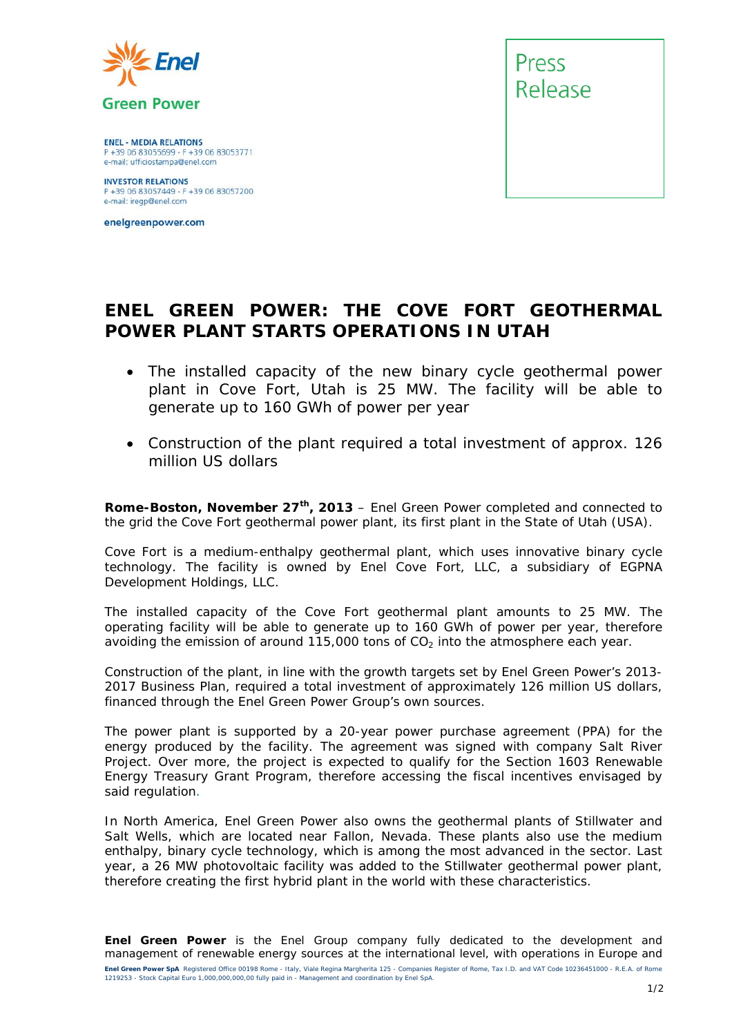Enel Green Power

**ENEL - MEDIA RELATIONS**
P +39 06 83055699 - F +39 06 83053771
e-mail: ufficiostampa@enel.com

**INVESTOR RELATIONS**
P +39 06 83057449 - F +39 06 83057200
e-mail: iregp@enel.com

**enelgreenpower.com**

Press Release

# ENEL GREEN POWER: THE COVE FORT GEOTHERMAL POWER PLANT STARTS OPERATIONS IN UTAH

- The installed capacity of the new binary cycle geothermal power plant in Cove Fort, Utah is 25 MW. The facility will be able to generate up to 160 GWh of power per year
- Construction of the plant required a total investment of approx. 126 million US dollars

**Rome-Boston, November 27th, 2013** – Enel Green Power completed and connected to the grid the Cove Fort geothermal power plant, its first plant in the State of Utah (USA).

Cove Fort is a medium-enthalpy geothermal plant, which uses innovative binary cycle technology. The facility is owned by Enel Cove Fort, LLC, a subsidiary of EGPNA Development Holdings, LLC.

The installed capacity of the Cove Fort geothermal plant amounts to 25 MW. The operating facility will be able to generate up to 160 GWh of power per year, therefore avoiding the emission of around 115,000 tons of $CO_2$ into the atmosphere each year.

Construction of the plant, in line with the growth targets set by Enel Green Power's 2013-2017 Business Plan, required a total investment of approximately 126 million US dollars, financed through the Enel Green Power Group's own sources.

The power plant is supported by a 20-year power purchase agreement (PPA) for the energy produced by the facility. The agreement was signed with company Salt River Project. Over more, the project is expected to qualify for the Section 1603 Renewable Energy Treasury Grant Program, therefore accessing the fiscal incentives envisaged by said regulation.

In North America, Enel Green Power also owns the geothermal plants of Stillwater and Salt Wells, which are located near Fallon, Nevada. These plants also use the medium enthalpy, binary cycle technology, which is among the most advanced in the sector. Last year, a 26 MW photovoltaic facility was added to the Stillwater geothermal power plant, therefore creating the first hybrid plant in the world with these characteristics.

**Enel Green Power** is the Enel Group company fully dedicated to the development and management of renewable energy sources at the international level, with operations in Europe and

**Enel Green Power SpA** Registered Office 00198 Rome - Italy, Viale Regina Margherita 125 - Companies Register of Rome, Tax I.D. and VAT Code 10236451000 - R.E.A. of Rome 1219253 - Stock Capital Euro 1,000,000,000,00 fully paid in - Management and coordination by Enel SpA.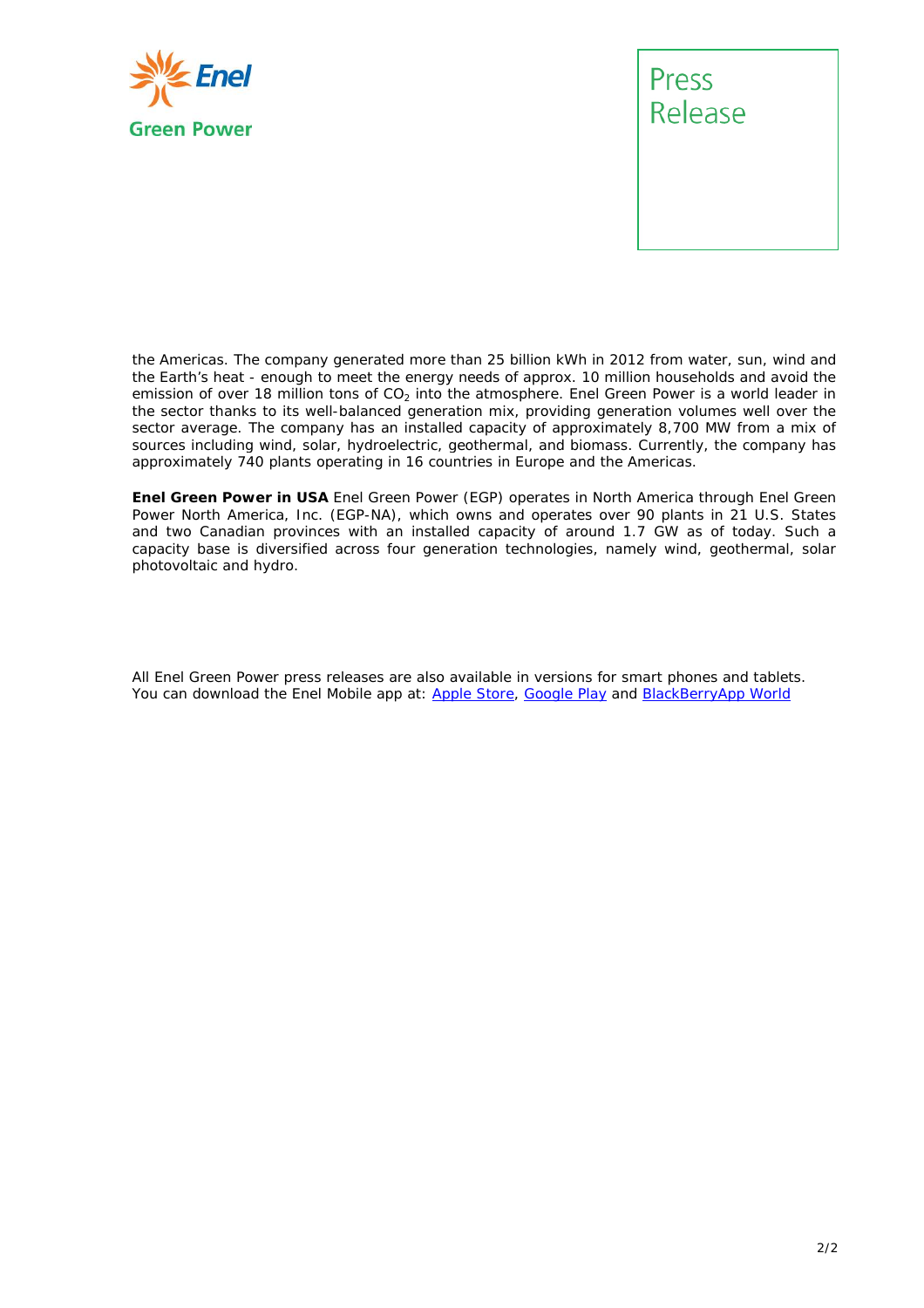the Americas. The company generated more than 25 billion kWh in 2012 from water, sun, wind and the Earth's heat - enough to meet the energy needs of approx. 10 million households and avoid the emission of over 18 million tons of $CO_2$ into the atmosphere. Enel Green Power is a world leader in the sector thanks to its well-balanced generation mix, providing generation volumes well over the sector average. The company has an installed capacity of approximately 8,700 MW from a mix of sources including wind, solar, hydroelectric, geothermal, and biomass. Currently, the company has approximately 740 plants operating in 16 countries in Europe and the Americas.

**Enel Green Power in USA** Enel Green Power (EGP) operates in North America through Enel Green Power North America, Inc. (EGP-NA), which owns and operates over 90 plants in 21 U.S. States and two Canadian provinces with an installed capacity of around 1.7 GW as of today. Such a capacity base is diversified across four generation technologies, namely wind, geothermal, solar photovoltaic and hydro.

All Enel Green Power press releases are also available in versions for smart phones and tablets. You can download the Enel Mobile app at: Apple Store, Google Play and BlackBerryApp World